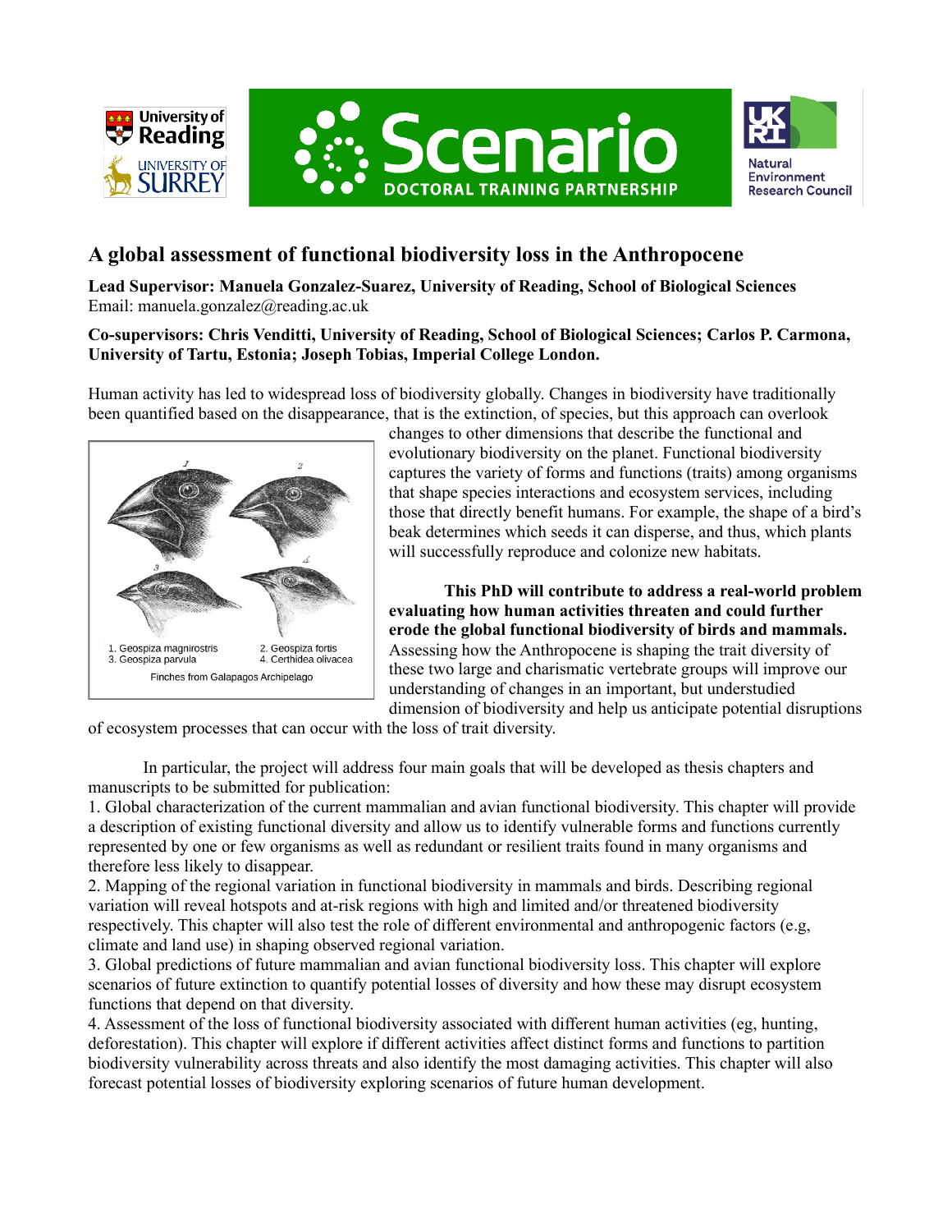# A global assessment of functional biodiversity loss in the Anthropocene

**Lead Supervisor: Manuela Gonzalez-Suarez, University of Reading, School of Biological Sciences**
Email: manuela.gonzalez@reading.ac.uk

**Co-supervisors: Chris Venditti, University of Reading, School of Biological Sciences; Carlos P. Carmona, University of Tartu, Estonia; Joseph Tobias, Imperial College London.**

Human activity has led to widespread loss of biodiversity globally. Changes in biodiversity have traditionally been quantified based on the disappearance, that is the extinction, of species, but this approach can overlook changes to other dimensions that describe the functional and evolutionary biodiversity on the planet. Functional biodiversity captures the variety of forms and functions (traits) among organisms that shape species interactions and ecosystem services, including those that directly benefit humans. For example, the shape of a bird's beak determines which seeds it can disperse, and thus, which plants will successfully reproduce and colonize new habitats.

1. Geospiza magnirostris 2. Geospiza fortis
3. Geospiza parvula 4. Certhidea olivacea

Finches from Galapagos Archipelago

**This PhD will contribute to address a real-world problem evaluating how human activities threaten and could further erode the global functional biodiversity of birds and mammals.** Assessing how the Anthropocene is shaping the trait diversity of these two large and charismatic vertebrate groups will improve our understanding of changes in an important, but understudied dimension of biodiversity and help us anticipate potential disruptions of ecosystem processes that can occur with the loss of trait diversity.

In particular, the project will address four main goals that will be developed as thesis chapters and manuscripts to be submitted for publication:

1. Global characterization of the current mammalian and avian functional biodiversity. This chapter will provide a description of existing functional diversity and allow us to identify vulnerable forms and functions currently represented by one or few organisms as well as redundant or resilient traits found in many organisms and therefore less likely to disappear.
2. Mapping of the regional variation in functional biodiversity in mammals and birds. Describing regional variation will reveal hotspots and at-risk regions with high and limited and/or threatened biodiversity respectively. This chapter will also test the role of different environmental and anthropogenic factors (e.g, climate and land use) in shaping observed regional variation.
3. Global predictions of future mammalian and avian functional biodiversity loss. This chapter will explore scenarios of future extinction to quantify potential losses of diversity and how these may disrupt ecosystem functions that depend on that diversity.
4. Assessment of the loss of functional biodiversity associated with different human activities (eg, hunting, deforestation). This chapter will explore if different activities affect distinct forms and functions to partition biodiversity vulnerability across threats and also identify the most damaging activities. This chapter will also forecast potential losses of biodiversity exploring scenarios of future human development.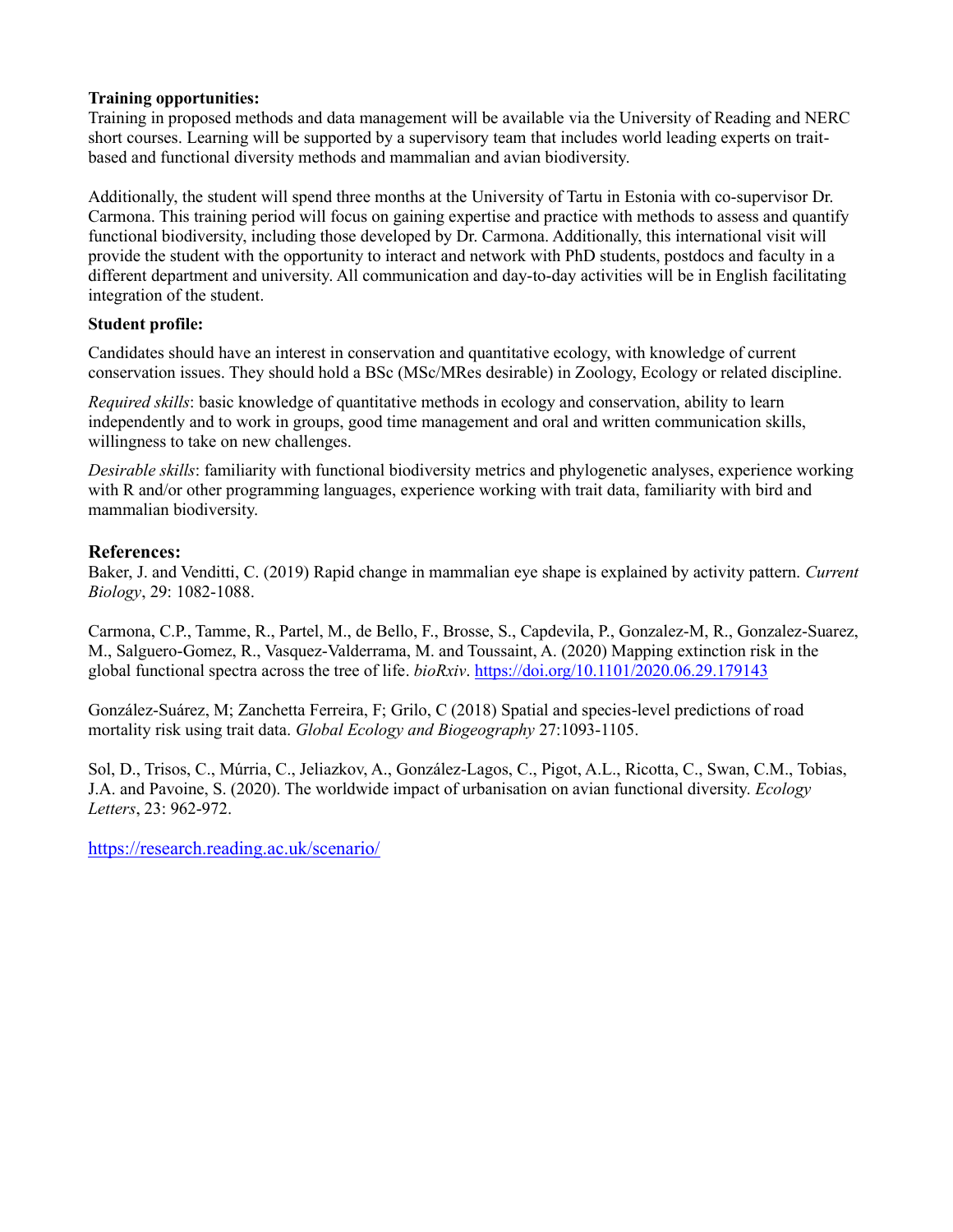**Training opportunities:**

Training in proposed methods and data management will be available via the University of Reading and NERC short courses. Learning will be supported by a supervisory team that includes world leading experts on trait-based and functional diversity methods and mammalian and avian biodiversity.

Additionally, the student will spend three months at the University of Tartu in Estonia with co-supervisor Dr. Carmona. This training period will focus on gaining expertise and practice with methods to assess and quantify functional biodiversity, including those developed by Dr. Carmona. Additionally, this international visit will provide the student with the opportunity to interact and network with PhD students, postdocs and faculty in a different department and university. All communication and day-to-day activities will be in English facilitating integration of the student.

**Student profile:**

Candidates should have an interest in conservation and quantitative ecology, with knowledge of current conservation issues. They should hold a BSc (MSc/MRes desirable) in Zoology, Ecology or related discipline.

*Required skills*: basic knowledge of quantitative methods in ecology and conservation, ability to learn independently and to work in groups, good time management and oral and written communication skills, willingness to take on new challenges.

*Desirable skills*: familiarity with functional biodiversity metrics and phylogenetic analyses, experience working with R and/or other programming languages, experience working with trait data, familiarity with bird and mammalian biodiversity.

## References:

Baker, J. and Venditti, C. (2019) Rapid change in mammalian eye shape is explained by activity pattern. *Current Biology*, 29: 1082-1088.

Carmona, C.P., Tamme, R., Partel, M., de Bello, F., Brosse, S., Capdevila, P., Gonzalez-M, R., Gonzalez-Suarez, M., Salguero-Gomez, R., Vasquez-Valderrama, M. and Toussaint, A. (2020) Mapping extinction risk in the global functional spectra across the tree of life. *bioRxiv*. https://doi.org/10.1101/2020.06.29.179143

González-Suárez, M; Zanchetta Ferreira, F; Grilo, C (2018) Spatial and species-level predictions of road mortality risk using trait data. *Global Ecology and Biogeography* 27:1093-1105.

Sol, D., Trisos, C., Múrria, C., Jeliazkov, A., González-Lagos, C., Pigot, A.L., Ricotta, C., Swan, C.M., Tobias, J.A. and Pavoine, S. (2020). The worldwide impact of urbanisation on avian functional diversity. *Ecology Letters*, 23: 962-972.

https://research.reading.ac.uk/scenario/